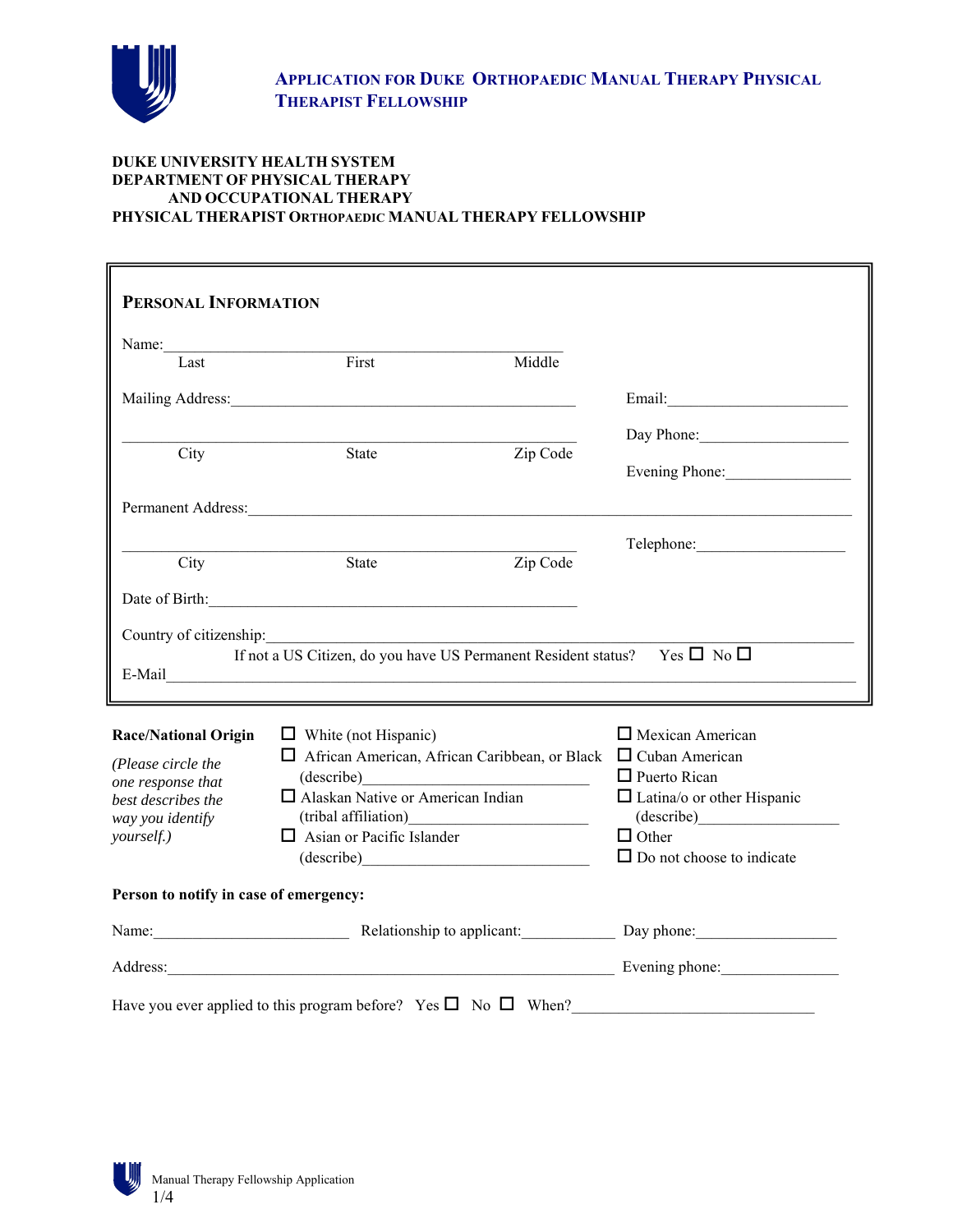# Application for Duke Orthopaedic Manual Therapy Physical Therapist Fellowship

**DUKE UNIVERSITY HEALTH SYSTEM**
**DEPARTMENT OF PHYSICAL THERAPY AND OCCUPATIONAL THERAPY**
**PHYSICAL THERAPIST ORTHOPAEDIC MANUAL THERAPY FELLOWSHIP**

## Personal Information

Name:_______________________________________________
Last First Middle

Mailing Address:_____________________________________ Email:______________________

_____________________________________________________ Day Phone:__________________
City State Zip Code

Evening Phone:________________

Permanent Address:____________________________________________________________

_____________________________________________________ Telephone:__________________
City State Zip Code

Date of Birth:_______________________________________

Country of citizenship:________________________________________________________

If not a US Citizen, do you have US Permanent Resident status? Yes ☐ No ☐

E-Mail___________________________________________________________________

**Race/National Origin**

*(Please circle the one response that best describes the way you identify yourself.)*

- ☐ White (not Hispanic)
- ☐ African American, African Caribbean, or Black (describe)_______________________
- ☐ Alaskan Native or American Indian (tribal affiliation)_______________________
- ☐ Asian or Pacific Islander (describe)_______________________
- ☐ Mexican American
- ☐ Cuban American
- ☐ Puerto Rican
- ☐ Latina/o or other Hispanic (describe)_________________
- ☐ Other
- ☐ Do not choose to indicate

**Person to notify in case of emergency:**

Name:________________________ Relationship to applicant:___________ Day phone:_________________

Address:________________________________________________________ Evening phone:______________

Have you ever applied to this program before? Yes ☐ No ☐ When?______________________________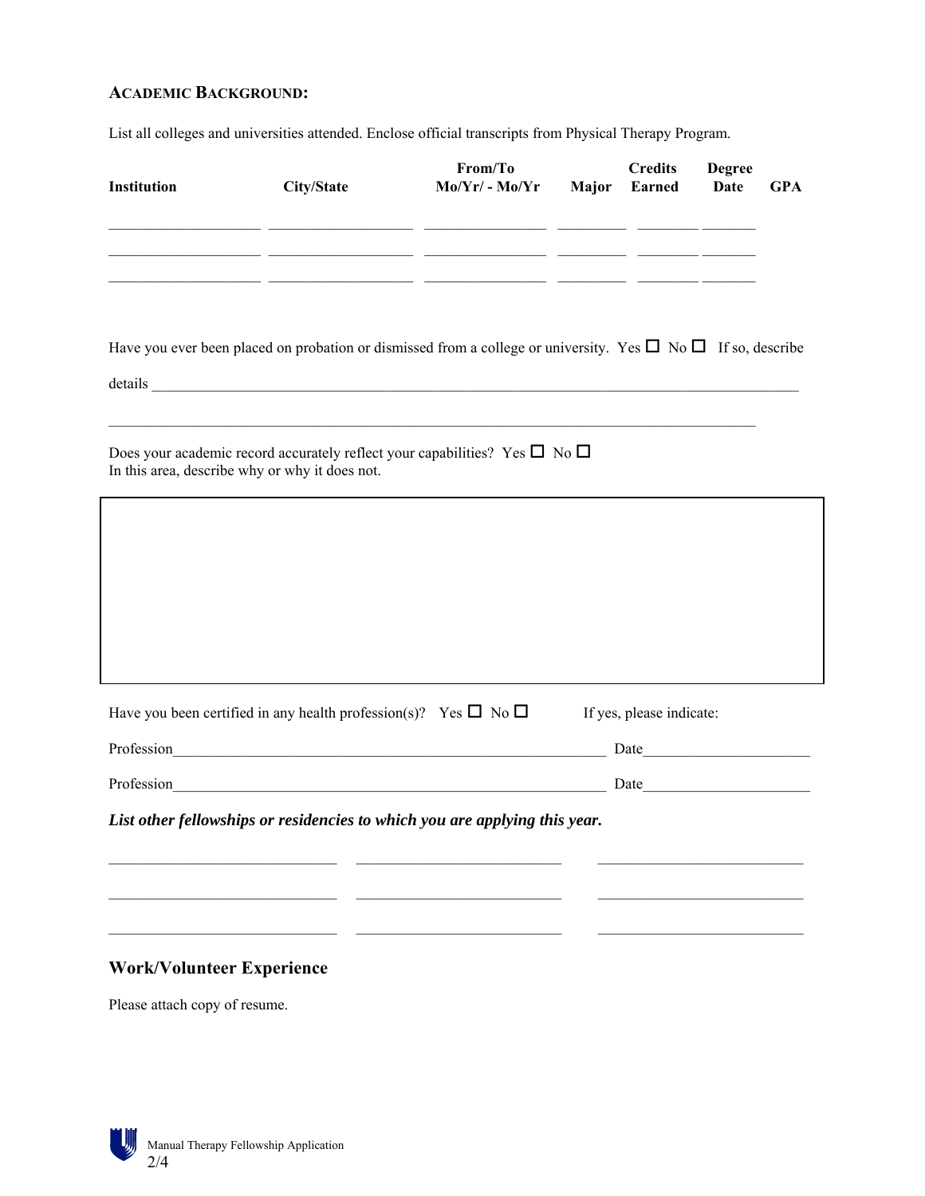## ACADEMIC BACKGROUND:

List all colleges and universities attended. Enclose official transcripts from Physical Therapy Program.

| Institution | City/State | From/To Mo/Yr/ - Mo/Yr | Major | Credits Earned | Degree Date | GPA |
|---|---|---|---|---|---|---|
| | | | | | | |
| | | | | | | |
| | | | | | | |

Have you ever been placed on probation or dismissed from a college or university. Yes ☐ No ☐ If so, describe details \_\_\_\_\_\_\_\_\_\_\_\_\_\_\_\_\_\_\_\_\_\_\_\_\_\_\_\_\_\_\_\_\_\_\_\_\_\_\_\_\_\_\_\_\_\_\_\_\_\_\_\_\_\_\_\_\_\_\_\_\_\_\_\_

\_\_\_\_\_\_\_\_\_\_\_\_\_\_\_\_\_\_\_\_\_\_\_\_\_\_\_\_\_\_\_\_\_\_\_\_\_\_\_\_\_\_\_\_\_\_\_\_\_\_\_\_\_\_\_\_\_\_\_\_\_\_\_\_\_\_\_\_\_\_

Does your academic record accurately reflect your capabilities? Yes ☐ No ☐
In this area, describe why or why not.

Have you been certified in any health profession(s)? Yes ☐ No ☐ If yes, please indicate:

Profession\_\_\_\_\_\_\_\_\_\_\_\_\_\_\_\_\_\_\_\_\_\_\_\_\_\_\_\_\_\_\_\_\_\_\_\_\_\_\_\_\_\_\_\_\_\_ Date\_\_\_\_\_\_\_\_\_\_\_\_\_\_\_\_\_\_\_\_

Profession\_\_\_\_\_\_\_\_\_\_\_\_\_\_\_\_\_\_\_\_\_\_\_\_\_\_\_\_\_\_\_\_\_\_\_\_\_\_\_\_\_\_\_\_\_\_ Date\_\_\_\_\_\_\_\_\_\_\_\_\_\_\_\_\_\_\_\_

***List other fellowships or residencies to which you are applying this year.***

| | | |
|---|---|---|
| | | |
| | | |
| | | |

## Work/Volunteer Experience

Please attach copy of resume.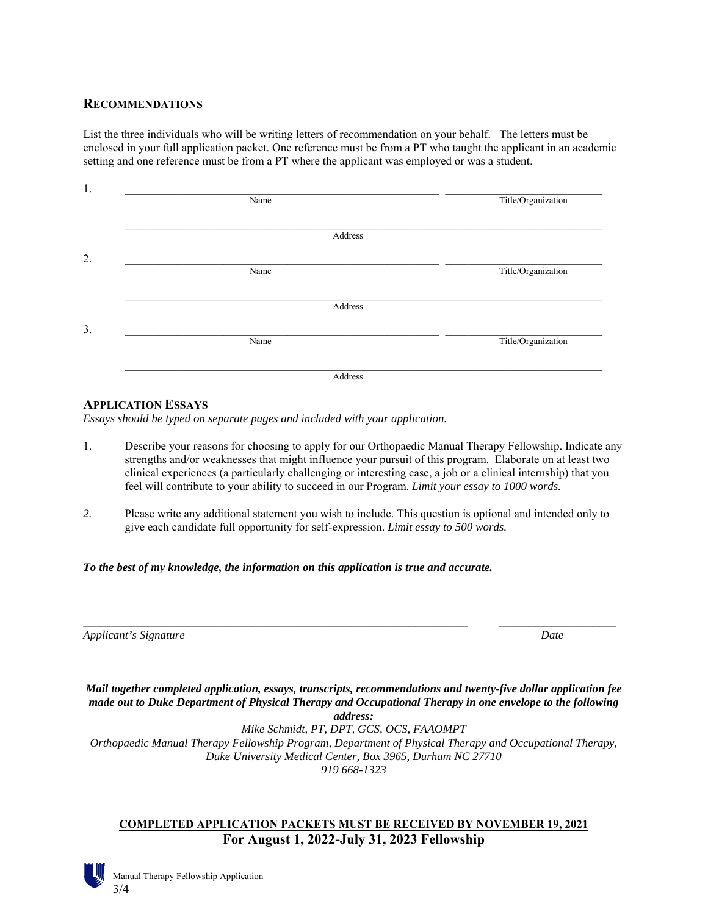## RECOMMENDATIONS

List the three individuals who will be writing letters of recommendation on your behalf. The letters must be enclosed in your full application packet. One reference must be from a PT who taught the applicant in an academic setting and one reference must be from a PT where the applicant was employed or was a student.

1. \_\_\_\_\_\_\_\_\_\_\_\_\_\_\_\_\_\_\_\_\_\_\_\_\_\_\_\_\_\_\_\_\_\_\_\_\_\_\_\_\_\_\_\_ \_\_\_\_\_\_\_\_\_\_\_\_\_\_\_\_\_\_\_\_\_\_\_\_
   Name — Title/Organization

   \_\_\_\_\_\_\_\_\_\_\_\_\_\_\_\_\_\_\_\_\_\_\_\_\_\_\_\_\_\_\_\_\_\_\_\_\_\_\_\_\_\_\_\_\_\_\_\_\_\_\_\_\_\_\_\_\_\_\_\_\_\_\_\_\_\_\_\_\_\_
   Address

2. \_\_\_\_\_\_\_\_\_\_\_\_\_\_\_\_\_\_\_\_\_\_\_\_\_\_\_\_\_\_\_\_\_\_\_\_\_\_\_\_\_\_\_\_ \_\_\_\_\_\_\_\_\_\_\_\_\_\_\_\_\_\_\_\_\_\_\_\_
   Name — Title/Organization

   \_\_\_\_\_\_\_\_\_\_\_\_\_\_\_\_\_\_\_\_\_\_\_\_\_\_\_\_\_\_\_\_\_\_\_\_\_\_\_\_\_\_\_\_\_\_\_\_\_\_\_\_\_\_\_\_\_\_\_\_\_\_\_\_\_\_\_\_\_\_
   Address

3. \_\_\_\_\_\_\_\_\_\_\_\_\_\_\_\_\_\_\_\_\_\_\_\_\_\_\_\_\_\_\_\_\_\_\_\_\_\_\_\_\_\_\_\_ \_\_\_\_\_\_\_\_\_\_\_\_\_\_\_\_\_\_\_\_\_\_\_\_
   Name — Title/Organization

   \_\_\_\_\_\_\_\_\_\_\_\_\_\_\_\_\_\_\_\_\_\_\_\_\_\_\_\_\_\_\_\_\_\_\_\_\_\_\_\_\_\_\_\_\_\_\_\_\_\_\_\_\_\_\_\_\_\_\_\_\_\_\_\_\_\_\_\_\_\_
   Address

## APPLICATION ESSAYS

*Essays should be typed on separate pages and included with your application.*

1. Describe your reasons for choosing to apply for our Orthopaedic Manual Therapy Fellowship. Indicate any strengths and/or weaknesses that might influence your pursuit of this program. Elaborate on at least two clinical experiences (a particularly challenging or interesting case, a job or a clinical internship) that you feel will contribute to your ability to succeed in our Program. *Limit your essay to 1000 words.*

2. Please write any additional statement you wish to include. This question is optional and intended only to give each candidate full opportunity for self-expression. *Limit essay to 500 words.*

***To the best of my knowledge, the information on this application is true and accurate.***

\_\_\_\_\_\_\_\_\_\_\_\_\_\_\_\_\_\_\_\_\_\_\_\_\_\_\_\_\_\_\_\_\_\_\_\_\_\_\_\_\_\_\_\_\_\_\_\_\_\_\_\_ \_\_\_\_\_\_\_\_\_\_\_\_\_\_\_\_\_\_
*Applicant's Signature* — *Date*

***Mail together completed application, essays, transcripts, recommendations and twenty-five dollar application fee made out to Duke Department of Physical Therapy and Occupational Therapy in one envelope to the following address:***

*Mike Schmidt, PT, DPT, GCS, OCS, FAAOMPT*
*Orthopaedic Manual Therapy Fellowship Program, Department of Physical Therapy and Occupational Therapy,*
*Duke University Medical Center, Box 3965, Durham NC 27710*
*919 668-1323*

**COMPLETED APPLICATION PACKETS MUST BE RECEIVED BY NOVEMBER 19, 2021**

**For August 1, 2022-July 31, 2023 Fellowship**